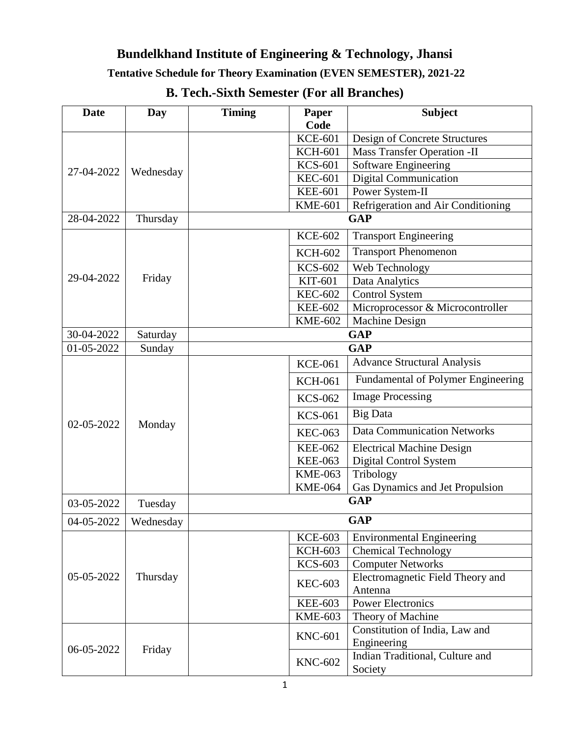# Bundelkhand Institute of Engineering & Technology, Jhansi

## Tentative Schedule for Theory Examination (EVEN SEMESTER), 2021-22

## B. Tech.-Sixth Semester (For all Branches)

| Date | Day | Timing | Paper Code | Subject |
|---|---|---|---|---|
| 27-04-2022 | Wednesday | | KCE-601 | Design of Concrete Structures |
| | | | KCH-601 | Mass Transfer Operation -II |
| | | | KCS-601 | Software Engineering |
| | | | KEC-601 | Digital Communication |
| | | | KEE-601 | Power System-II |
| | | | KME-601 | Refrigeration and Air Conditioning |
| 28-04-2022 | Thursday | **GAP** | | |
| 29-04-2022 | Friday | | KCE-602 | Transport Engineering |
| | | | KCH-602 | Transport Phenomenon |
| | | | KCS-602 | Web Technology |
| | | | KIT-601 | Data Analytics |
| | | | KEC-602 | Control System |
| | | | KEE-602 | Microprocessor & Microcontroller |
| | | | KME-602 | Machine Design |
| 30-04-2022 | Saturday | **GAP** | | |
| 01-05-2022 | Sunday | **GAP** | | |
| 02-05-2022 | Monday | | KCE-061 | Advance Structural Analysis |
| | | | KCH-061 | Fundamental of Polymer Engineering |
| | | | KCS-062 | Image Processing |
| | | | KCS-061 | Big Data |
| | | | KEC-063 | Data Communication Networks |
| | | | KEE-062 | Electrical Machine Design |
| | | | KEE-063 | Digital Control System |
| | | | KME-063 | Tribology |
| | | | KME-064 | Gas Dynamics and Jet Propulsion |
| 03-05-2022 | Tuesday | **GAP** | | |
| 04-05-2022 | Wednesday | **GAP** | | |
| 05-05-2022 | Thursday | | KCE-603 | Environmental Engineering |
| | | | KCH-603 | Chemical Technology |
| | | | KCS-603 | Computer Networks |
| | | | KEC-603 | Electromagnetic Field Theory and Antenna |
| | | | KEE-603 | Power Electronics |
| | | | KME-603 | Theory of Machine |
| 06-05-2022 | Friday | | KNC-601 | Constitution of India, Law and Engineering |
| | | | KNC-602 | Indian Traditional, Culture and Society |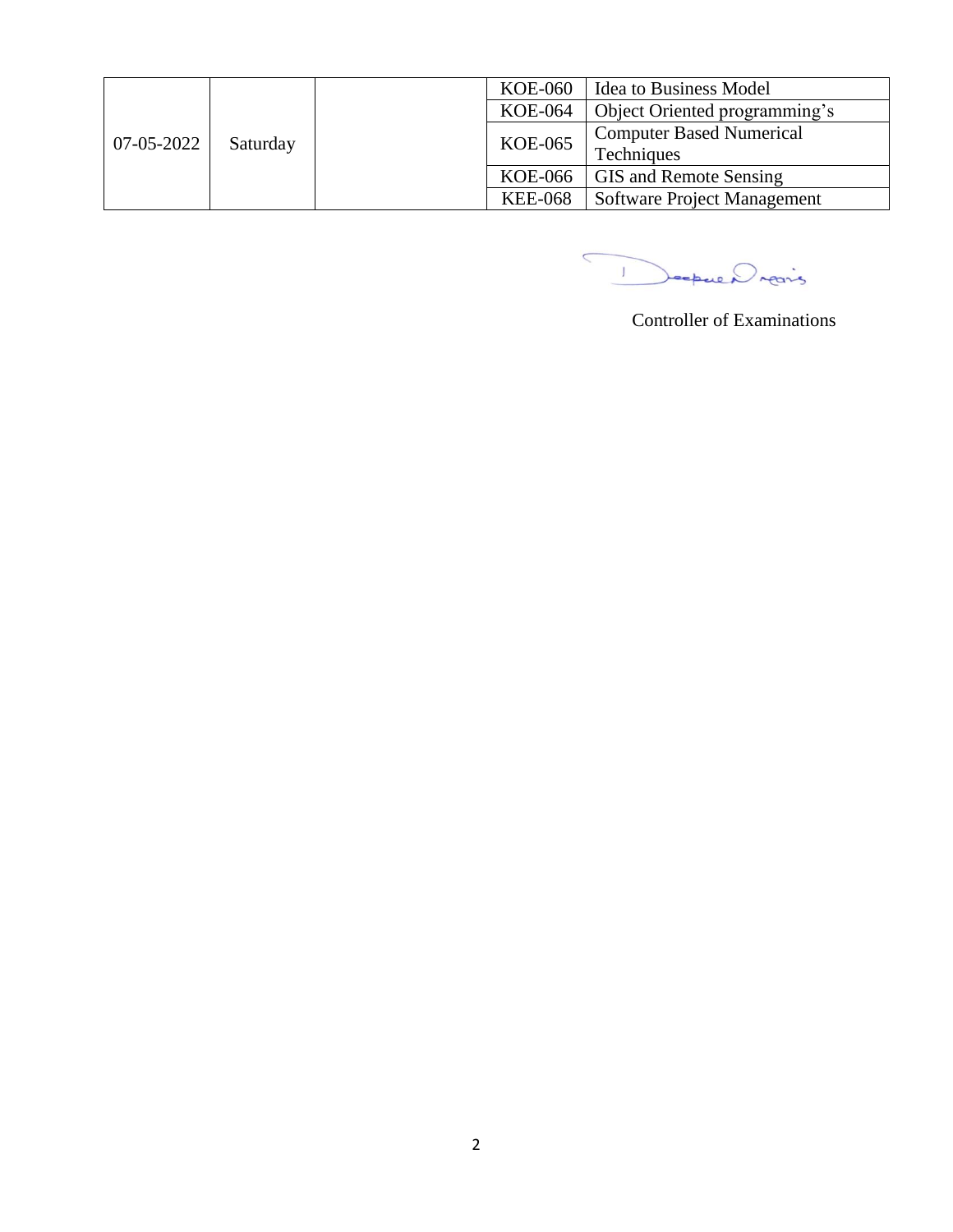| | | | | |
|---|---|---|---|---|
| 07-05-2022 | Saturday | | KOE-060 | Idea to Business Model |
| | | | KOE-064 | Object Oriented programming’s |
| | | | KOE-065 | Computer Based Numerical Techniques |
| | | | KOE-066 | GIS and Remote Sensing |
| | | | KEE-068 | Software Project Management |

Controller of Examinations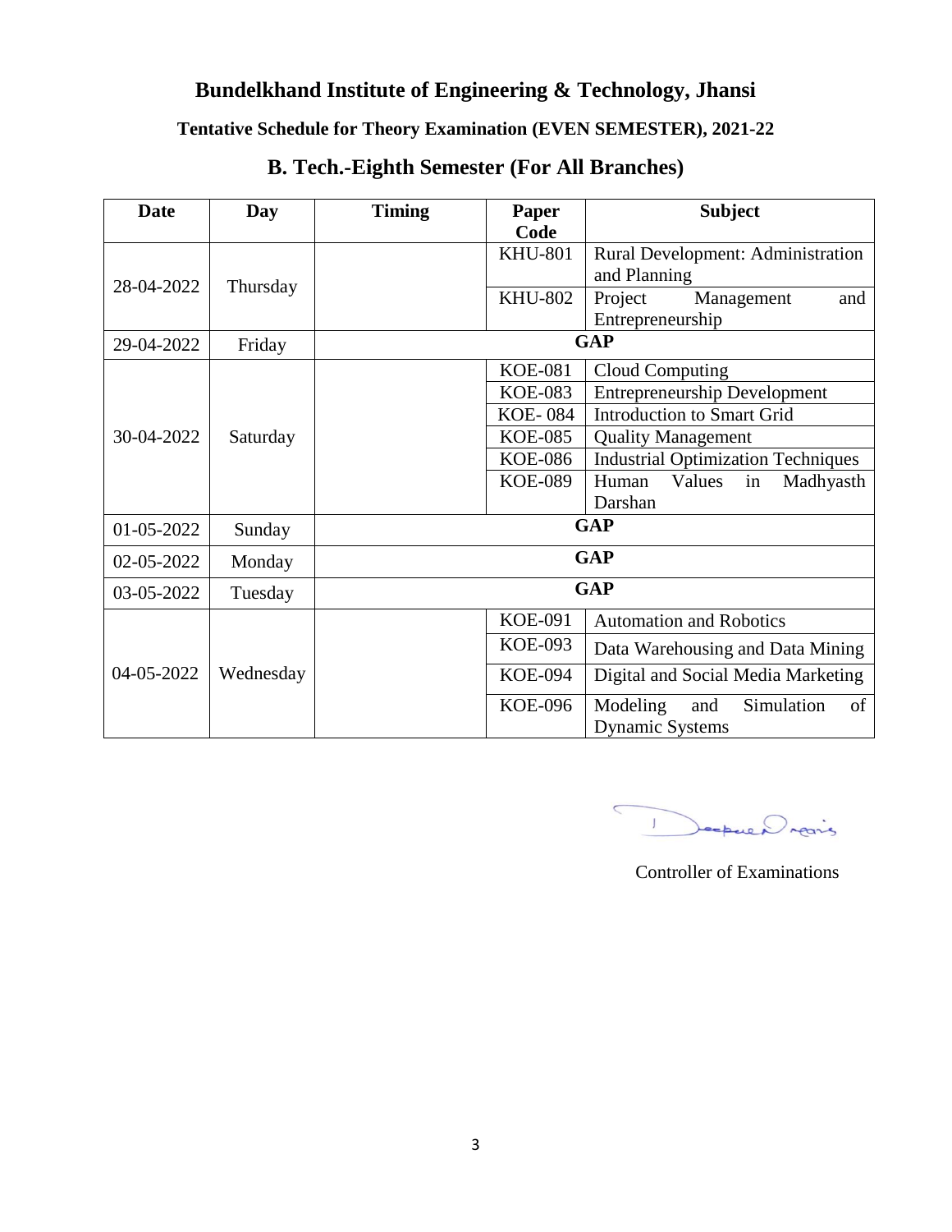# Bundelkhand Institute of Engineering & Technology, Jhansi

### Tentative Schedule for Theory Examination (EVEN SEMESTER), 2021-22

## B. Tech.-Eighth Semester (For All Branches)

| Date | Day | Timing | Paper Code | Subject |
|---|---|---|---|---|
| 28-04-2022 | Thursday | | KHU-801 | Rural Development: Administration and Planning |
| | | | KHU-802 | Project Management and Entrepreneurship |
| 29-04-2022 | Friday | **GAP** | | |
| 30-04-2022 | Saturday | | KOE-081 | Cloud Computing |
| | | | KOE-083 | Entrepreneurship Development |
| | | | KOE- 084 | Introduction to Smart Grid |
| | | | KOE-085 | Quality Management |
| | | | KOE-086 | Industrial Optimization Techniques |
| | | | KOE-089 | Human Values in Madhyasth Darshan |
| 01-05-2022 | Sunday | **GAP** | | |
| 02-05-2022 | Monday | **GAP** | | |
| 03-05-2022 | Tuesday | **GAP** | | |
| 04-05-2022 | Wednesday | | KOE-091 | Automation and Robotics |
| | | | KOE-093 | Data Warehousing and Data Mining |
| | | | KOE-094 | Digital and Social Media Marketing |
| | | | KOE-096 | Modeling and Simulation of Dynamic Systems |

Controller of Examinations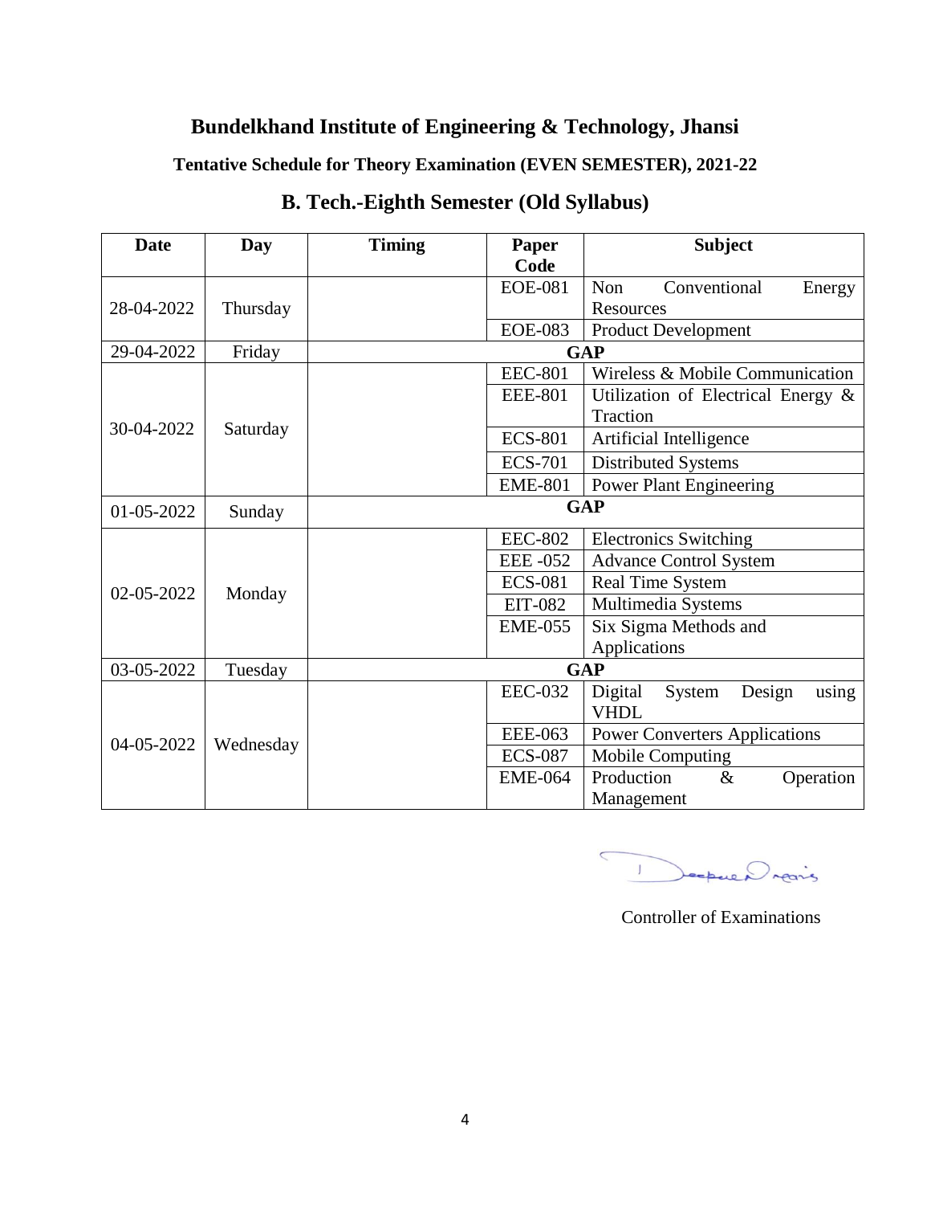# Bundelkhand Institute of Engineering & Technology, Jhansi

### Tentative Schedule for Theory Examination (EVEN SEMESTER), 2021-22

## B. Tech.-Eighth Semester (Old Syllabus)

| Date | Day | Timing | Paper Code | Subject |
|---|---|---|---|---|
| 28-04-2022 | Thursday | | EOE-081 | Non Conventional Energy Resources |
| | | | EOE-083 | Product Development |
| 29-04-2022 | Friday | **GAP** | | |
| 30-04-2022 | Saturday | | EEC-801 | Wireless & Mobile Communication |
| | | | EEE-801 | Utilization of Electrical Energy & Traction |
| | | | ECS-801 | Artificial Intelligence |
| | | | ECS-701 | Distributed Systems |
| | | | EME-801 | Power Plant Engineering |
| 01-05-2022 | Sunday | **GAP** | | |
| 02-05-2022 | Monday | | EEC-802 | Electronics Switching |
| | | | EEE -052 | Advance Control System |
| | | | ECS-081 | Real Time System |
| | | | EIT-082 | Multimedia Systems |
| | | | EME-055 | Six Sigma Methods and Applications |
| 03-05-2022 | Tuesday | **GAP** | | |
| 04-05-2022 | Wednesday | | EEC-032 | Digital System Design using VHDL |
| | | | EEE-063 | Power Converters Applications |
| | | | ECS-087 | Mobile Computing |
| | | | EME-064 | Production & Operation Management |

Controller of Examinations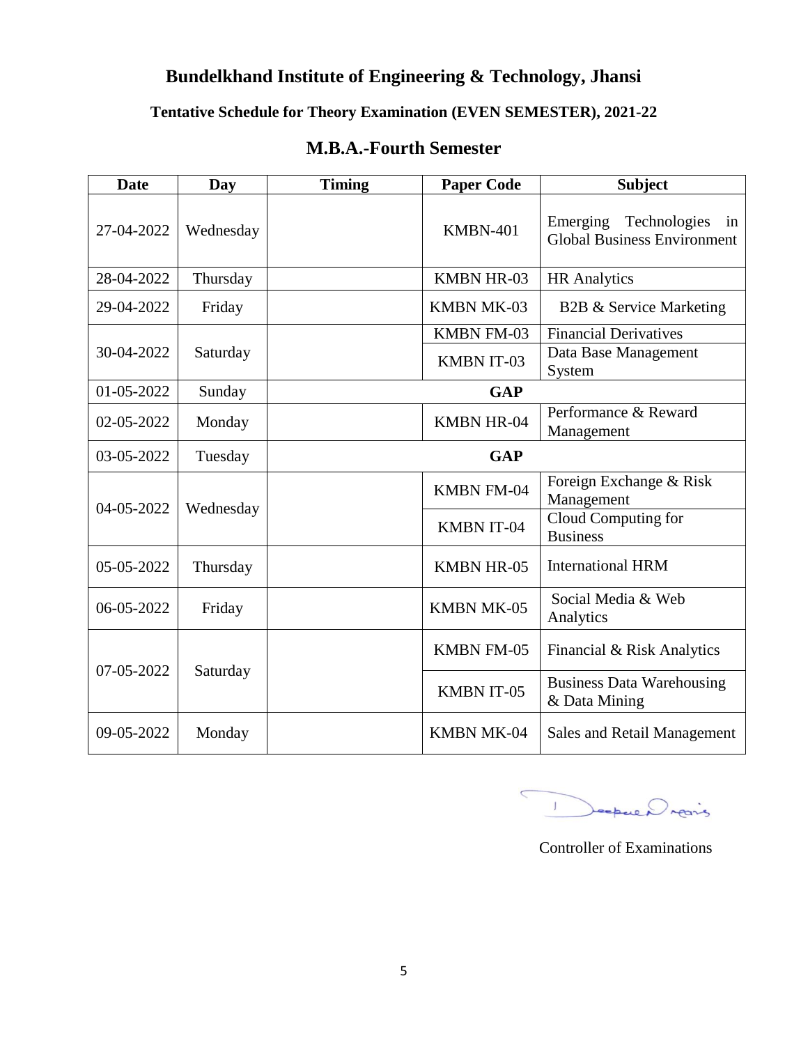# Bundelkhand Institute of Engineering & Technology, Jhansi

### Tentative Schedule for Theory Examination (EVEN SEMESTER), 2021-22

## M.B.A.-Fourth Semester

| Date | Day | Timing | Paper Code | Subject |
|---|---|---|---|---|
| 27-04-2022 | Wednesday | | KMBN-401 | Emerging Technologies in Global Business Environment |
| 28-04-2022 | Thursday | | KMBN HR-03 | HR Analytics |
| 29-04-2022 | Friday | | KMBN MK-03 | B2B & Service Marketing |
| 30-04-2022 | Saturday | | KMBN FM-03 | Financial Derivatives |
| | | | KMBN IT-03 | Data Base Management System |
| 01-05-2022 | Sunday | **GAP** | | |
| 02-05-2022 | Monday | | KMBN HR-04 | Performance & Reward Management |
| 03-05-2022 | Tuesday | **GAP** | | |
| 04-05-2022 | Wednesday | | KMBN FM-04 | Foreign Exchange & Risk Management |
| | | | KMBN IT-04 | Cloud Computing for Business |
| 05-05-2022 | Thursday | | KMBN HR-05 | International HRM |
| 06-05-2022 | Friday | | KMBN MK-05 | Social Media & Web Analytics |
| 07-05-2022 | Saturday | | KMBN FM-05 | Financial & Risk Analytics |
| | | | KMBN IT-05 | Business Data Warehousing & Data Mining |
| 09-05-2022 | Monday | | KMBN MK-04 | Sales and Retail Management |

Controller of Examinations